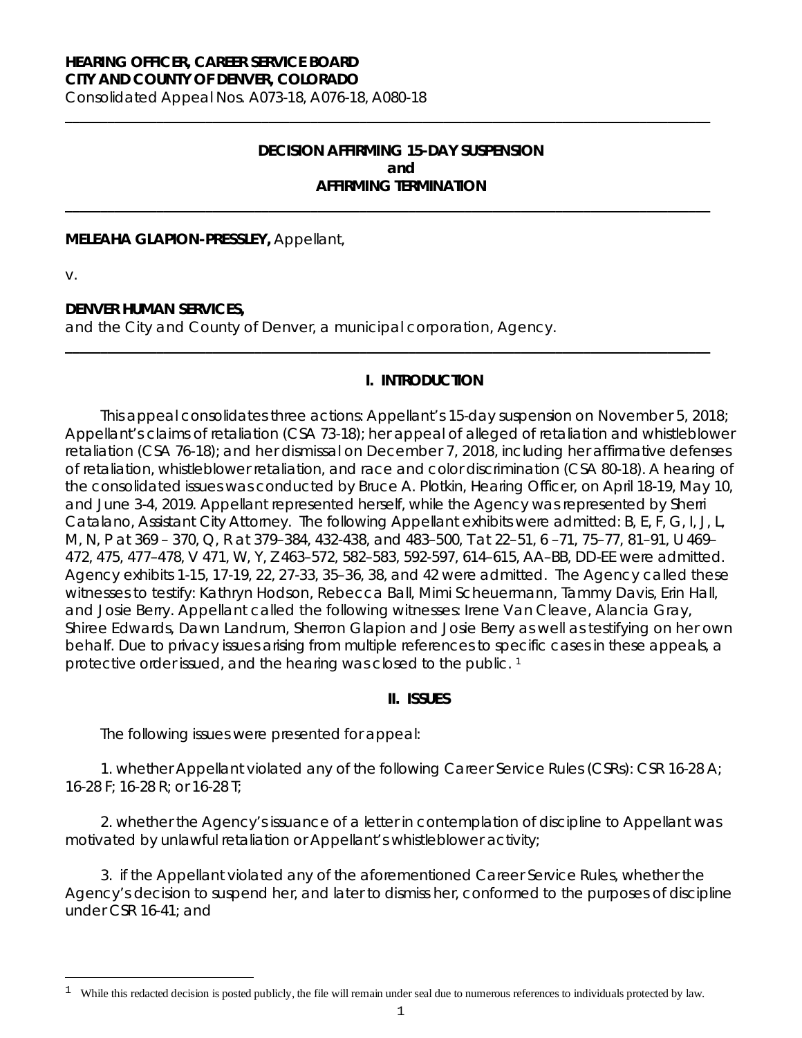**HEARING OFFICER, CAREER SERVICE BOARD**
**CITY AND COUNTY OF DENVER, COLORADO**
Consolidated Appeal Nos. A073-18, A076-18, A080-18

---

**DECISION AFFIRMING 15-DAY SUSPENSION**
**and**
**AFFIRMING TERMINATION**

---

**MELEAHA GLAPION-PRESSLEY,** Appellant,

v.

**DENVER HUMAN SERVICES,**
and the City and County of Denver, a municipal corporation, Agency.

---

## I. INTRODUCTION

This appeal consolidates three actions: Appellant's 15-day suspension on November 5, 2018; Appellant's claims of retaliation (CSA 73-18); her appeal of alleged of retaliation and whistleblower retaliation (CSA 76-18); and her dismissal on December 7, 2018, including her affirmative defenses of retaliation, whistleblower retaliation, and race and color discrimination (CSA 80-18). A hearing of the consolidated issues was conducted by Bruce A. Plotkin, Hearing Officer, on April 18-19, May 10, and June 3-4, 2019. Appellant represented herself, while the Agency was represented by Sherri Catalano, Assistant City Attorney. The following Appellant exhibits were admitted: B, E, F, G, I, J, L, M, N, P at 369 – 370, Q, R at 379–384, 432-438, and 483–500, T at 22–51, 6 –71, 75–77, 81–91, U 469–472, 475, 477–478, V 471, W, Y, Z 463–572, 582–583, 592-597, 614–615, AA–BB, DD-EE were admitted. Agency exhibits 1-15, 17-19, 22, 27-33, 35–36, 38, and 42 were admitted. The Agency called these witnesses to testify: Kathryn Hodson, Rebecca Ball, Mimi Scheuermann, Tammy Davis, Erin Hall, and Josie Berry. Appellant called the following witnesses: Irene Van Cleave, Alancia Gray, Shiree Edwards, Dawn Landrum, Sherron Glapion and Josie Berry as well as testifying on her own behalf. Due to privacy issues arising from multiple references to specific cases in these appeals, a protective order issued, and the hearing was closed to the public. [1]

## II. ISSUES

The following issues were presented for appeal:

1. whether Appellant violated any of the following Career Service Rules (CSRs): CSR 16-28 A; 16-28 F; 16-28 R; or 16-28 T;

2. whether the Agency's issuance of a letter in contemplation of discipline to Appellant was motivated by unlawful retaliation or Appellant's whistleblower activity;

3. if the Appellant violated any of the aforementioned Career Service Rules, whether the Agency's decision to suspend her, and later to dismiss her, conformed to the purposes of discipline under CSR 16-41; and

---

[1] While this redacted decision is posted publicly, the file will remain under seal due to numerous references to individuals protected by law.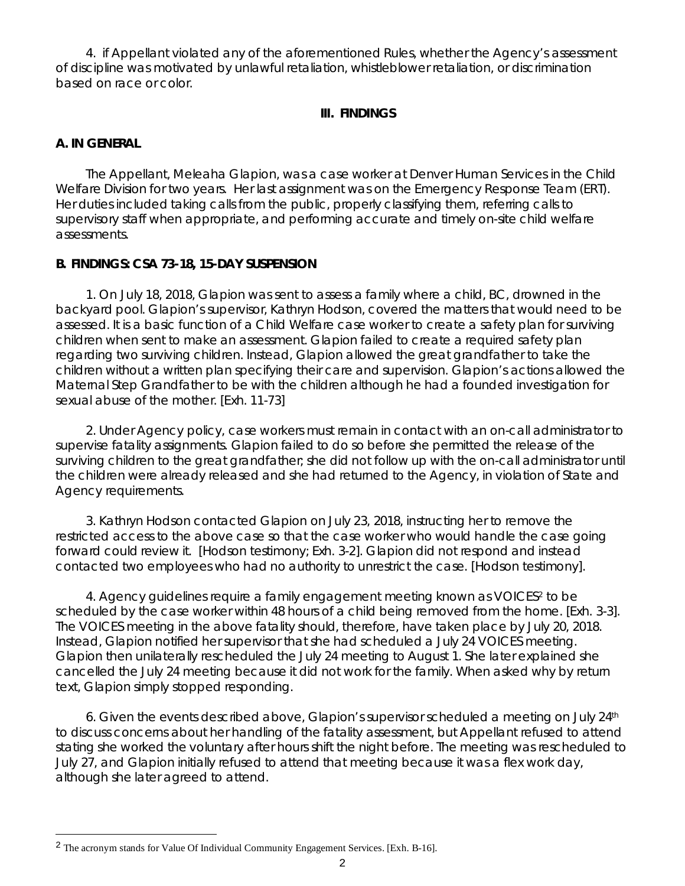4. if Appellant violated any of the aforementioned Rules, whether the Agency's assessment of discipline was motivated by unlawful retaliation, whistleblower retaliation, or discrimination based on race or color.

## III. FINDINGS

### A. IN GENERAL

The Appellant, Meleaha Glapion, was a case worker at Denver Human Services in the Child Welfare Division for two years. Her last assignment was on the Emergency Response Team (ERT). Her duties included taking calls from the public, properly classifying them, referring calls to supervisory staff when appropriate, and performing accurate and timely on-site child welfare assessments.

### B. FINDINGS: CSA 73-18, 15-DAY SUSPENSION

1. On July 18, 2018, Glapion was sent to assess a family where a child, BC, drowned in the backyard pool. Glapion's supervisor, Kathryn Hodson, covered the matters that would need to be assessed. It is a basic function of a Child Welfare case worker to create a safety plan for surviving children when sent to make an assessment. Glapion failed to create a required safety plan regarding two surviving children. Instead, Glapion allowed the great grandfather to take the children without a written plan specifying their care and supervision. Glapion's actions allowed the Maternal Step Grandfather to be with the children although he had a founded investigation for sexual abuse of the mother. [Exh. 11-73]

2. Under Agency policy, case workers must remain in contact with an on-call administrator to supervise fatality assignments. Glapion failed to do so before she permitted the release of the surviving children to the great grandfather; she did not follow up with the on-call administrator until the children were already released and she had returned to the Agency, in violation of State and Agency requirements.

3. Kathryn Hodson contacted Glapion on July 23, 2018, instructing her to remove the restricted access to the above case so that the case worker who would handle the case going forward could review it. [Hodson testimony; Exh. 3-2]. Glapion did not respond and instead contacted two employees who had no authority to unrestrict the case. [Hodson testimony].

4. Agency guidelines require a family engagement meeting known as VOICES[2] to be scheduled by the case worker within 48 hours of a child being removed from the home. [Exh. 3-3]. The VOICES meeting in the above fatality should, therefore, have taken place by July 20, 2018. Instead, Glapion notified her supervisor that she had scheduled a July 24 VOICES meeting. Glapion then unilaterally rescheduled the July 24 meeting to August 1. She later explained she cancelled the July 24 meeting because it did not work for the family. When asked why by return text, Glapion simply stopped responding.

6. Given the events described above, Glapion's supervisor scheduled a meeting on July 24th to discuss concerns about her handling of the fatality assessment, but Appellant refused to attend stating she worked the voluntary after hours shift the night before. The meeting was rescheduled to July 27, and Glapion initially refused to attend that meeting because it was a flex work day, although she later agreed to attend.

---

[2] The acronym stands for Value Of Individual Community Engagement Services. [Exh. B-16].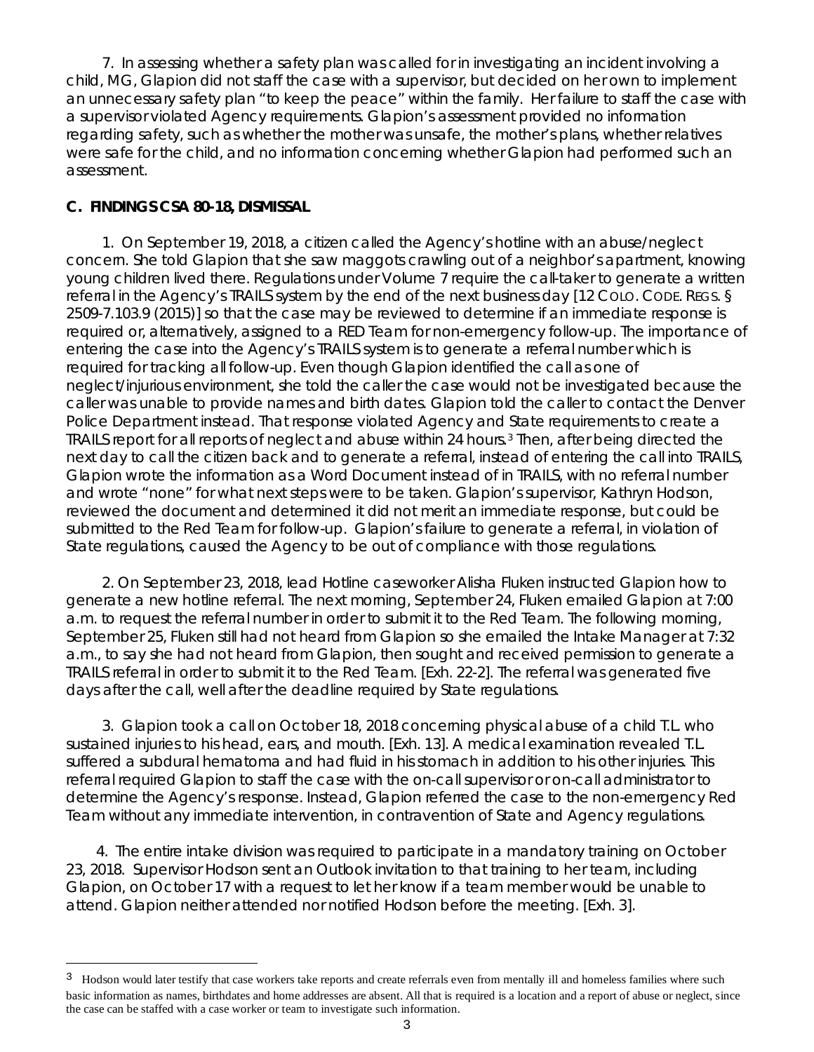7. In assessing whether a safety plan was called for in investigating an incident involving a child, MG, Glapion did not staff the case with a supervisor, but decided on her own to implement an unnecessary safety plan "to keep the peace" within the family. Her failure to staff the case with a supervisor violated Agency requirements. Glapion's assessment provided no information regarding safety, such as whether the mother was unsafe, the mother's plans, whether relatives were safe for the child, and no information concerning whether Glapion had performed such an assessment.

### C. FINDINGS CSA 80-18, DISMISSAL

1. On September 19, 2018, a citizen called the Agency's hotline with an abuse/neglect concern. She told Glapion that she saw maggots crawling out of a neighbor's apartment, knowing young children lived there. Regulations under Volume 7 require the call-taker to generate a written referral in the Agency's TRAILS system by the end of the next business day [12 COLO. CODE. REGS. § 2509-7.103.9 (2015)] so that the case may be reviewed to determine if an immediate response is required or, alternatively, assigned to a RED Team for non-emergency follow-up. The importance of entering the case into the Agency's TRAILS system is to generate a referral number which is required for tracking all follow-up. Even though Glapion identified the call as one of neglect/injurious environment, she told the caller the case would not be investigated because the caller was unable to provide names and birth dates. Glapion told the caller to contact the Denver Police Department instead. That response violated Agency and State requirements to create a TRAILS report for all reports of neglect and abuse within 24 hours.[3] Then, after being directed the next day to call the citizen back and to generate a referral, instead of entering the call into TRAILS, Glapion wrote the information as a Word Document instead of in TRAILS, with no referral number and wrote "none" for what next steps were to be taken. Glapion's supervisor, Kathryn Hodson, reviewed the document and determined it did not merit an immediate response, but could be submitted to the Red Team for follow-up. Glapion's failure to generate a referral, in violation of State regulations, caused the Agency to be out of compliance with those regulations.

2. On September 23, 2018, lead Hotline caseworker Alisha Fluken instructed Glapion how to generate a new hotline referral. The next morning, September 24, Fluken emailed Glapion at 7:00 a.m. to request the referral number in order to submit it to the Red Team. The following morning, September 25, Fluken still had not heard from Glapion so she emailed the Intake Manager at 7:32 a.m., to say she had not heard from Glapion, then sought and received permission to generate a TRAILS referral in order to submit it to the Red Team. [Exh. 22-2]. The referral was generated five days after the call, well after the deadline required by State regulations.

3. Glapion took a call on October 18, 2018 concerning physical abuse of a child T.L. who sustained injuries to his head, ears, and mouth. [Exh. 13]. A medical examination revealed T.L. suffered a subdural hematoma and had fluid in his stomach in addition to his other injuries. This referral required Glapion to staff the case with the on-call supervisor or on-call administrator to determine the Agency's response. Instead, Glapion referred the case to the non-emergency Red Team without any immediate intervention, in contravention of State and Agency regulations.

4. The entire intake division was required to participate in a mandatory training on October 23, 2018. Supervisor Hodson sent an Outlook invitation to that training to her team, including Glapion, on October 17 with a request to let her know if a team member would be unable to attend. Glapion neither attended nor notified Hodson before the meeting. [Exh. 3].

---

[3] Hodson would later testify that case workers take reports and create referrals even from mentally ill and homeless families where such basic information as names, birthdates and home addresses are absent. All that is required is a location and a report of abuse or neglect, since the case can be staffed with a case worker or team to investigate such information.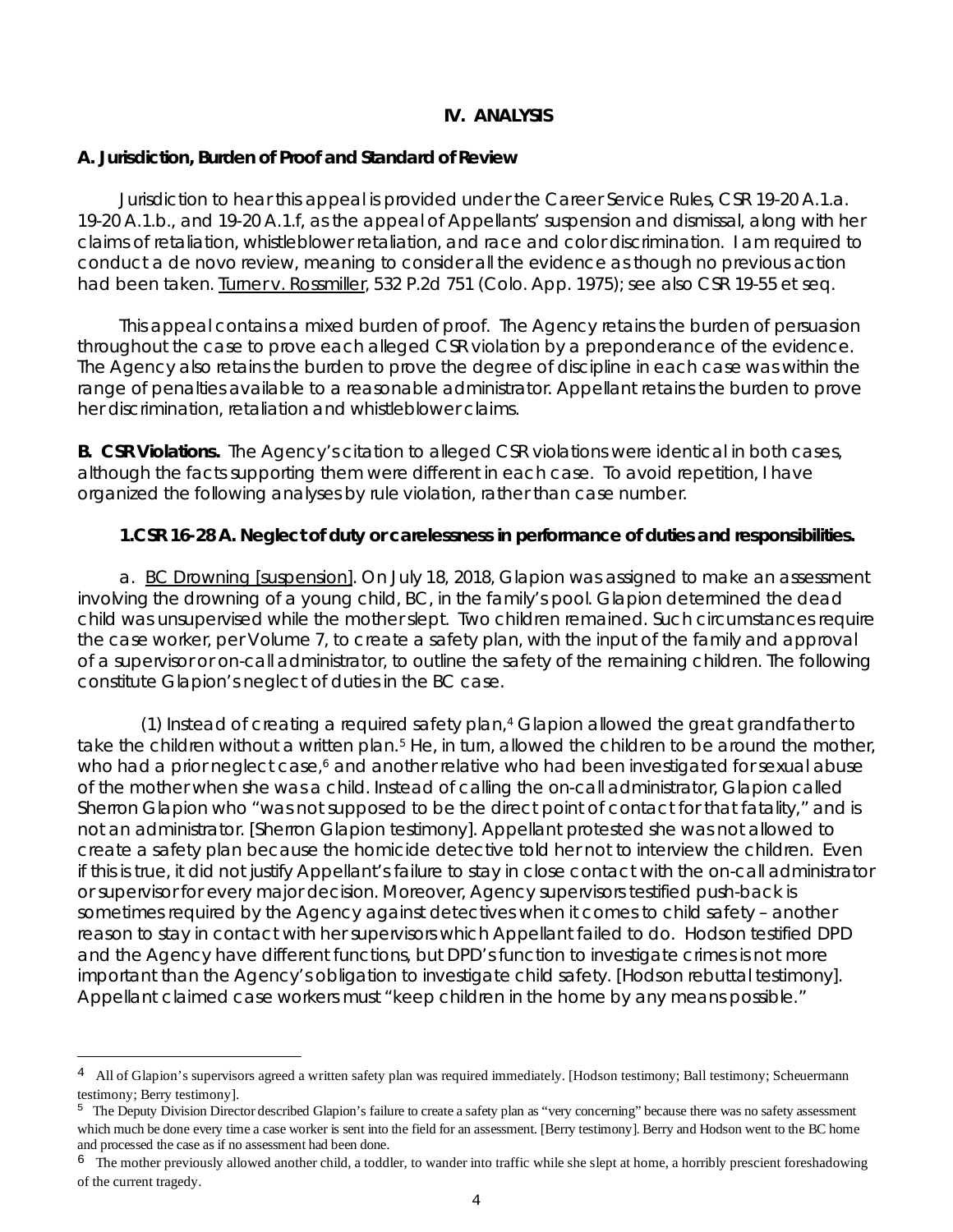## IV. ANALYSIS

### A. Jurisdiction, Burden of Proof and Standard of Review

Jurisdiction to hear this appeal is provided under the Career Service Rules, CSR 19-20 A.1.a. 19-20 A.1.b., and 19-20 A.1.f, as the appeal of Appellants' suspension and dismissal, along with her claims of retaliation, whistleblower retaliation, and race and color discrimination. I am required to conduct a de novo review, meaning to consider all the evidence as though no previous action had been taken. Turner v. Rossmiller, 532 P.2d 751 (Colo. App. 1975); see also CSR 19-55 et seq.

This appeal contains a mixed burden of proof. The Agency retains the burden of persuasion throughout the case to prove each alleged CSR violation by a preponderance of the evidence. The Agency also retains the burden to prove the degree of discipline in each case was within the range of penalties available to a reasonable administrator. Appellant retains the burden to prove her discrimination, retaliation and whistleblower claims.

**B. CSR Violations.** The Agency's citation to alleged CSR violations were identical in both cases, although the facts supporting them were different in each case. To avoid repetition, I have organized the following analyses by rule violation, rather than case number.

**1. CSR 16-28 A. Neglect of duty or carelessness in performance of duties and responsibilities.**

a. BC Drowning [suspension]. On July 18, 2018, Glapion was assigned to make an assessment involving the drowning of a young child, BC, in the family's pool. Glapion determined the dead child was unsupervised while the mother slept. Two children remained. Such circumstances require the case worker, per Volume 7, to create a safety plan, with the input of the family and approval of a supervisor or on-call administrator, to outline the safety of the remaining children. The following constitute Glapion's neglect of duties in the BC case.

(1) Instead of creating a required safety plan,[4] Glapion allowed the great grandfather to take the children without a written plan.[5] He, in turn, allowed the children to be around the mother, who had a prior neglect case,[6] and another relative who had been investigated for sexual abuse of the mother when she was a child. Instead of calling the on-call administrator, Glapion called Sherron Glapion who "was not supposed to be the direct point of contact for that fatality," and is not an administrator. [Sherron Glapion testimony]. Appellant protested she was not allowed to create a safety plan because the homicide detective told her not to interview the children. Even if this is true, it did not justify Appellant's failure to stay in close contact with the on-call administrator or supervisor for every major decision. Moreover, Agency supervisors testified push-back is sometimes required by the Agency against detectives when it comes to child safety – another reason to stay in contact with her supervisors which Appellant failed to do. Hodson testified DPD and the Agency have different functions, but DPD's function to investigate crimes is not more important than the Agency's obligation to investigate child safety. [Hodson rebuttal testimony]. Appellant claimed case workers must "keep children in the home by any means possible."

---

[4] All of Glapion's supervisors agreed a written safety plan was required immediately. [Hodson testimony; Ball testimony; Scheuermann testimony; Berry testimony].

[5] The Deputy Division Director described Glapion's failure to create a safety plan as "very concerning" because there was no safety assessment which much be done every time a case worker is sent into the field for an assessment. [Berry testimony]. Berry and Hodson went to the BC home and processed the case as if no assessment had been done.

[6] The mother previously allowed another child, a toddler, to wander into traffic while she slept at home, a horribly prescient foreshadowing of the current tragedy.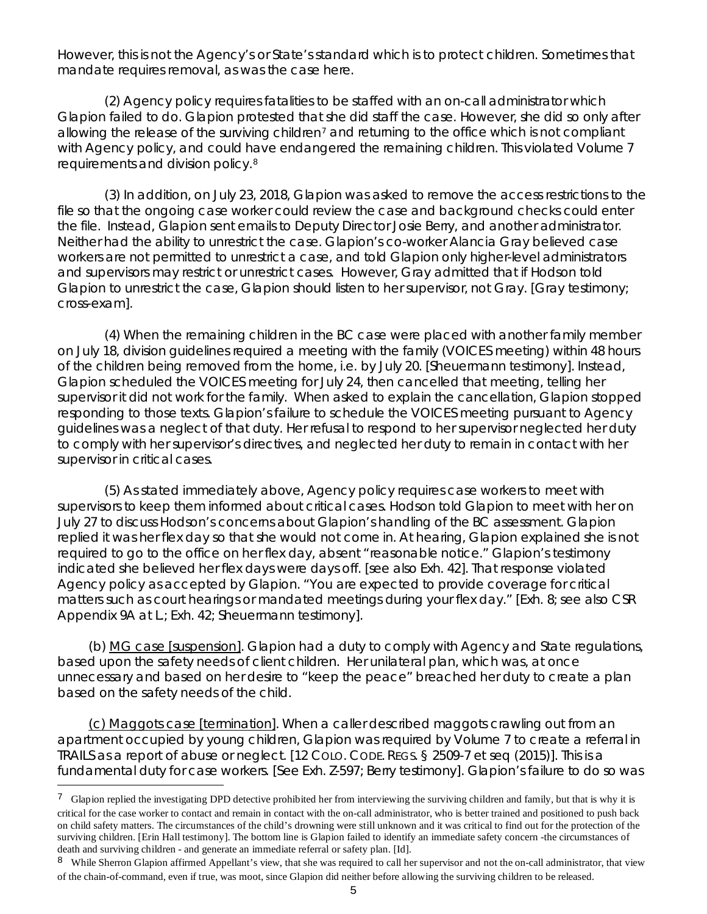However, this is not the Agency's or State's standard which is to protect children. Sometimes that mandate requires removal, as was the case here.

(2) Agency policy requires fatalities to be staffed with an on-call administrator which Glapion failed to do. Glapion protested that she did staff the case. However, she did so only after allowing the release of the surviving children[7] and returning to the office which is not compliant with Agency policy, and could have endangered the remaining children. This violated Volume 7 requirements and division policy.[8]

(3) In addition, on July 23, 2018, Glapion was asked to remove the access restrictions to the file so that the ongoing case worker could review the case and background checks could enter the file. Instead, Glapion sent emails to Deputy Director Josie Berry, and another administrator. Neither had the ability to unrestrict the case. Glapion's co-worker Alancia Gray believed case workers are not permitted to unrestrict a case, and told Glapion only higher-level administrators and supervisors may restrict or unrestrict cases. However, Gray admitted that if Hodson told Glapion to unrestrict the case, Glapion should listen to her supervisor, not Gray. [Gray testimony; cross-exam].

(4) When the remaining children in the BC case were placed with another family member on July 18, division guidelines required a meeting with the family (VOICES meeting) within 48 hours of the children being removed from the home, i.e. by July 20. [Sheuermann testimony]. Instead, Glapion scheduled the VOICES meeting for July 24, then cancelled that meeting, telling her supervisor it did not work for the family. When asked to explain the cancellation, Glapion stopped responding to those texts. Glapion's failure to schedule the VOICES meeting pursuant to Agency guidelines was a neglect of that duty. Her refusal to respond to her supervisor neglected her duty to comply with her supervisor's directives, and neglected her duty to remain in contact with her supervisor in critical cases.

(5) As stated immediately above, Agency policy requires case workers to meet with supervisors to keep them informed about critical cases. Hodson told Glapion to meet with her on July 27 to discuss Hodson's concerns about Glapion's handling of the BC assessment. Glapion replied it was her flex day so that she would not come in. At hearing, Glapion explained she is not required to go to the office on her flex day, absent "reasonable notice." Glapion's testimony indicated she believed her flex days were days off. [see also Exh. 42]. That response violated Agency policy as accepted by Glapion. "You are expected to provide coverage for critical matters such as court hearings or mandated meetings during your flex day." [Exh. 8; see also CSR Appendix 9A at L.; Exh. 42; Sheuermann testimony].

(b) <u>MG case [suspension]</u>. Glapion had a duty to comply with Agency and State regulations, based upon the safety needs of client children. Her unilateral plan, which was, at once unnecessary and based on her desire to "keep the peace" breached her duty to create a plan based on the safety needs of the child.

<u>(c) Maggots case [termination]</u>. When a caller described maggots crawling out from an apartment occupied by young children, Glapion was required by Volume 7 to create a referral in TRAILS as a report of abuse or neglect. [12 COLO. CODE. REGS. § 2509-7 et seq (2015)]. This is a fundamental duty for case workers. [See Exh. Z-597; Berry testimony]. Glapion's failure to do so was

---

[7] Glapion replied the investigating DPD detective prohibited her from interviewing the surviving children and family, but that is why it is critical for the case worker to contact and remain in contact with the on-call administrator, who is better trained and positioned to push back on child safety matters. The circumstances of the child's drowning were still unknown and it was critical to find out for the protection of the surviving children. [Erin Hall testimony]. The bottom line is Glapion failed to identify an immediate safety concern -the circumstances of death and surviving children - and generate an immediate referral or safety plan. [Id].

[8] While Sherron Glapion affirmed Appellant's view, that she was required to call her supervisor and not the on-call administrator, that view of the chain-of-command, even if true, was moot, since Glapion did neither before allowing the surviving children to be released.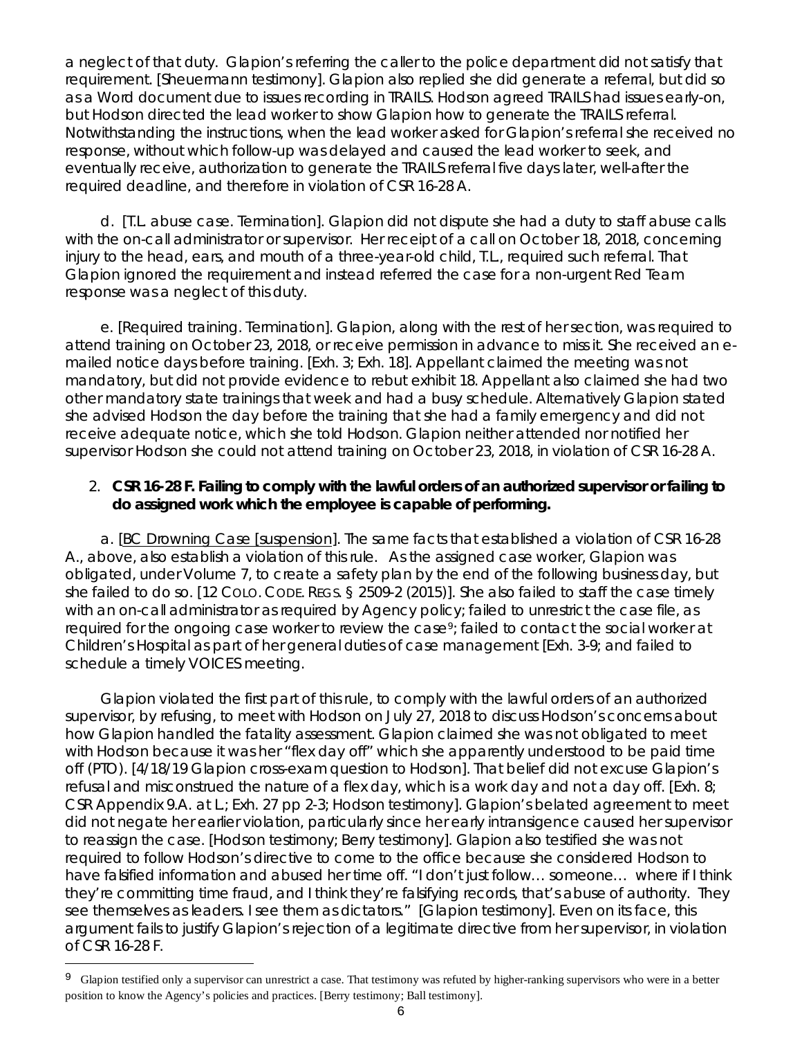a neglect of that duty. Glapion's referring the caller to the police department did not satisfy that requirement. [Sheuermann testimony]. Glapion also replied she did generate a referral, but did so as a Word document due to issues recording in TRAILS. Hodson agreed TRAILS had issues early-on, but Hodson directed the lead worker to show Glapion how to generate the TRAILS referral. Notwithstanding the instructions, when the lead worker asked for Glapion's referral she received no response, without which follow-up was delayed and caused the lead worker to seek, and eventually receive, authorization to generate the TRAILS referral five days later, well-after the required deadline, and therefore in violation of CSR 16-28 A.

d. [T.L. abuse case. Termination]. Glapion did not dispute she had a duty to staff abuse calls with the on-call administrator or supervisor. Her receipt of a call on October 18, 2018, concerning injury to the head, ears, and mouth of a three-year-old child, T.L., required such referral. That Glapion ignored the requirement and instead referred the case for a non-urgent Red Team response was a neglect of this duty.

e. [Required training. Termination]. Glapion, along with the rest of her section, was required to attend training on October 23, 2018, or receive permission in advance to miss it. She received an e-mailed notice days before training. [Exh. 3; Exh. 18]. Appellant claimed the meeting was not mandatory, but did not provide evidence to rebut exhibit 18. Appellant also claimed she had two other mandatory state trainings that week and had a busy schedule. Alternatively Glapion stated she advised Hodson the day before the training that she had a family emergency and did not receive adequate notice, which she told Hodson. Glapion neither attended nor notified her supervisor Hodson she could not attend training on October 23, 2018, in violation of CSR 16-28 A.

2. **CSR 16-28 F. Failing to comply with the lawful orders of an authorized supervisor or failing to do assigned work which the employee is capable of performing.**

a. [BC Drowning Case [suspension]. The same facts that established a violation of CSR 16-28 A., above, also establish a violation of this rule. As the assigned case worker, Glapion was obligated, under Volume 7, to create a safety plan by the end of the following business day, but she failed to do so. [12 COLO. CODE. REGS. § 2509-2 (2015)]. She also failed to staff the case timely with an on-call administrator as required by Agency policy; failed to unrestrict the case file, as required for the ongoing case worker to review the case[9]; failed to contact the social worker at Children's Hospital as part of her general duties of case management [Exh. 3-9; and failed to schedule a timely VOICES meeting.

Glapion violated the first part of this rule, to comply with the lawful orders of an authorized supervisor, by refusing, to meet with Hodson on July 27, 2018 to discuss Hodson's concerns about how Glapion handled the fatality assessment. Glapion claimed she was not obligated to meet with Hodson because it was her "flex day off" which she apparently understood to be paid time off (PTO). [4/18/19 Glapion cross-exam question to Hodson]. That belief did not excuse Glapion's refusal and misconstrued the nature of a flex day, which is a work day and not a day off. [Exh. 8; CSR Appendix 9.A. at L; Exh. 27 pp 2-3; Hodson testimony]. Glapion's belated agreement to meet did not negate her earlier violation, particularly since her early intransigence caused her supervisor to reassign the case. [Hodson testimony; Berry testimony]. Glapion also testified she was not required to follow Hodson's directive to come to the office because she considered Hodson to have falsified information and abused her time off. "I don't just follow… someone… where if I think they're committing time fraud, and I think they're falsifying records, that's abuse of authority. They see themselves as leaders. I see them as dictators." [Glapion testimony]. Even on its face, this argument fails to justify Glapion's rejection of a legitimate directive from her supervisor, in violation of CSR 16-28 F.

---

[9] Glapion testified only a supervisor can unrestrict a case. That testimony was refuted by higher-ranking supervisors who were in a better position to know the Agency's policies and practices. [Berry testimony; Ball testimony].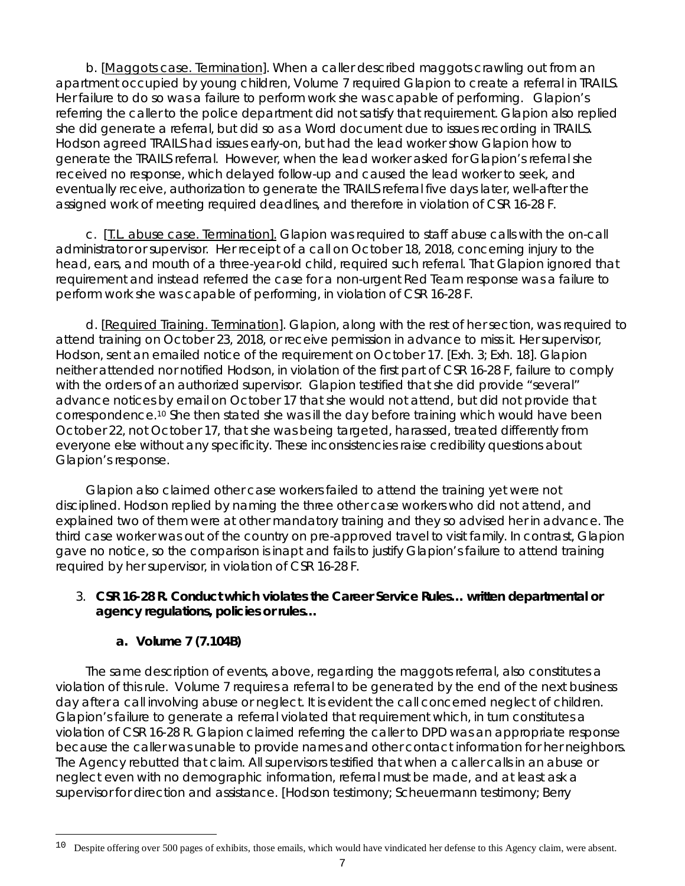b. [Maggots case. Termination]. When a caller described maggots crawling out from an apartment occupied by young children, Volume 7 required Glapion to create a referral in TRAILS. Her failure to do so was a failure to perform work she was capable of performing. Glapion's referring the caller to the police department did not satisfy that requirement. Glapion also replied she did generate a referral, but did so as a Word document due to issues recording in TRAILS. Hodson agreed TRAILS had issues early-on, but had the lead worker show Glapion how to generate the TRAILS referral. However, when the lead worker asked for Glapion's referral she received no response, which delayed follow-up and caused the lead worker to seek, and eventually receive, authorization to generate the TRAILS referral five days later, well-after the assigned work of meeting required deadlines, and therefore in violation of CSR 16-28 F.

c. [T.L. abuse case. Termination]. Glapion was required to staff abuse calls with the on-call administrator or supervisor. Her receipt of a call on October 18, 2018, concerning injury to the head, ears, and mouth of a three-year-old child, required such referral. That Glapion ignored that requirement and instead referred the case for a non-urgent Red Team response was a failure to perform work she was capable of performing, in violation of CSR 16-28 F.

d. [Required Training. Termination]. Glapion, along with the rest of her section, was required to attend training on October 23, 2018, or receive permission in advance to miss it. Her supervisor, Hodson, sent an emailed notice of the requirement on October 17. [Exh. 3; Exh. 18]. Glapion neither attended nor notified Hodson, in violation of the first part of CSR 16-28 F, failure to comply with the orders of an authorized supervisor. Glapion testified that she did provide "several" advance notices by email on October 17 that she would not attend, but did not provide that correspondence.[10] She then stated she was ill the day before training which would have been October 22, not October 17, that she was being targeted, harassed, treated differently from everyone else without any specificity. These inconsistencies raise credibility questions about Glapion's response.

Glapion also claimed other case workers failed to attend the training yet were not disciplined. Hodson replied by naming the three other case workers who did not attend, and explained two of them were at other mandatory training and they so advised her in advance. The third case worker was out of the country on pre-approved travel to visit family. In contrast, Glapion gave no notice, so the comparison is inapt and fails to justify Glapion's failure to attend training required by her supervisor, in violation of CSR 16-28 F.

3. **CSR 16-28 R. Conduct which violates the Career Service Rules… written departmental or agency regulations, policies or rules…**

   **a. Volume 7 (7.104B)**

The same description of events, above, regarding the maggots referral, also constitutes a violation of this rule. Volume 7 requires a referral to be generated by the end of the next business day after a call involving abuse or neglect. It is evident the call concerned neglect of children. Glapion's failure to generate a referral violated that requirement which, in turn constitutes a violation of CSR 16-28 R. Glapion claimed referring the caller to DPD was an appropriate response because the caller was unable to provide names and other contact information for her neighbors. The Agency rebutted that claim. All supervisors testified that when a caller calls in an abuse or neglect even with no demographic information, referral must be made, and at least ask a supervisor for direction and assistance. [Hodson testimony; Scheuermann testimony; Berry

[10] Despite offering over 500 pages of exhibits, those emails, which would have vindicated her defense to this Agency claim, were absent.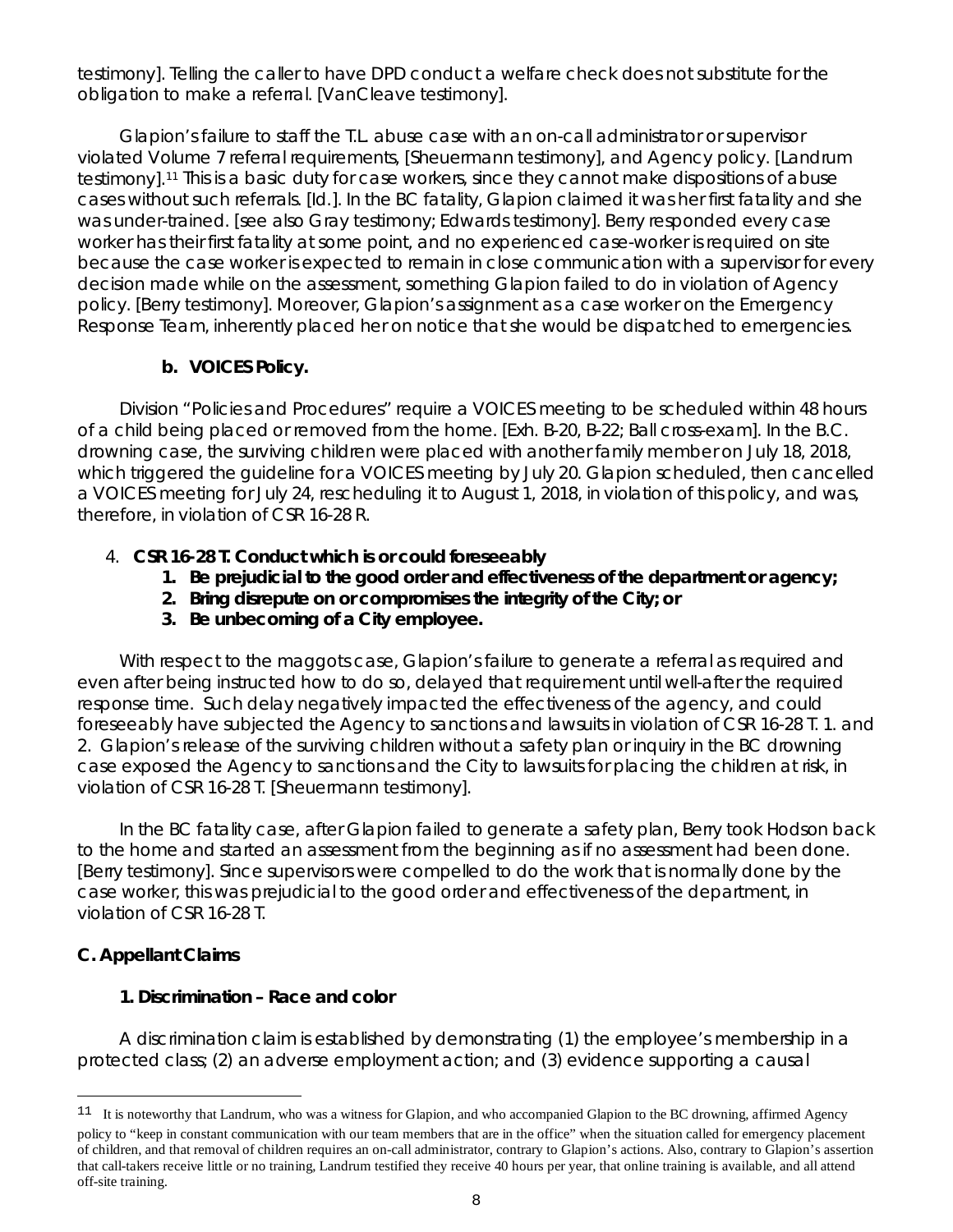testimony]. Telling the caller to have DPD conduct a welfare check does not substitute for the obligation to make a referral. [VanCleave testimony].

Glapion's failure to staff the T.L. abuse case with an on-call administrator or supervisor violated Volume 7 referral requirements, [Sheuermann testimony], and Agency policy. [Landrum testimony].[11] This is a basic duty for case workers, since they cannot make dispositions of abuse cases without such referrals. [Id.]. In the BC fatality, Glapion claimed it was her first fatality and she was under-trained. [see also Gray testimony; Edwards testimony]. Berry responded every case worker has their first fatality at some point, and no experienced case-worker is required on site because the case worker is expected to remain in close communication with a supervisor for every decision made while on the assessment, something Glapion failed to do in violation of Agency policy. [Berry testimony]. Moreover, Glapion's assignment as a case worker on the Emergency Response Team, inherently placed her on notice that she would be dispatched to emergencies.

**b. VOICES Policy.**

Division "Policies and Procedures" require a VOICES meeting to be scheduled within 48 hours of a child being placed or removed from the home. [Exh. B-20, B-22; Ball cross-exam]. In the B.C. drowning case, the surviving children were placed with another family member on July 18, 2018, which triggered the guideline for a VOICES meeting by July 20. Glapion scheduled, then cancelled a VOICES meeting for July 24, rescheduling it to August 1, 2018, in violation of this policy, and was, therefore, in violation of CSR 16-28 R.

4. **CSR 16-28 T. Conduct which is or could foreseeably**
   1. **Be prejudicial to the good order and effectiveness of the department or agency;**
   2. **Bring disrepute on or compromises the integrity of the City; or**
   3. **Be unbecoming of a City employee.**

With respect to the maggots case, Glapion's failure to generate a referral as required and even after being instructed how to do so, delayed that requirement until well-after the required response time. Such delay negatively impacted the effectiveness of the agency, and could foreseeably have subjected the Agency to sanctions and lawsuits in violation of CSR 16-28 T. 1. and 2. Glapion's release of the surviving children without a safety plan or inquiry in the BC drowning case exposed the Agency to sanctions and the City to lawsuits for placing the children at risk, in violation of CSR 16-28 T. [Sheuermann testimony].

In the BC fatality case, after Glapion failed to generate a safety plan, Berry took Hodson back to the home and started an assessment from the beginning as if no assessment had been done. [Berry testimony]. Since supervisors were compelled to do the work that is normally done by the case worker, this was prejudicial to the good order and effectiveness of the department, in violation of CSR 16-28 T.

### C. Appellant Claims

**1. Discrimination – Race and color**

A discrimination claim is established by demonstrating (1) the employee's membership in a protected class; (2) an adverse employment action; and (3) evidence supporting a causal

---

[11] It is noteworthy that Landrum, who was a witness for Glapion, and who accompanied Glapion to the BC drowning, affirmed Agency policy to "keep in constant communication with our team members that are in the office" when the situation called for emergency placement of children, and that removal of children requires an on-call administrator, contrary to Glapion's actions. Also, contrary to Glapion's assertion that call-takers receive little or no training, Landrum testified they receive 40 hours per year, that online training is available, and all attend off-site training.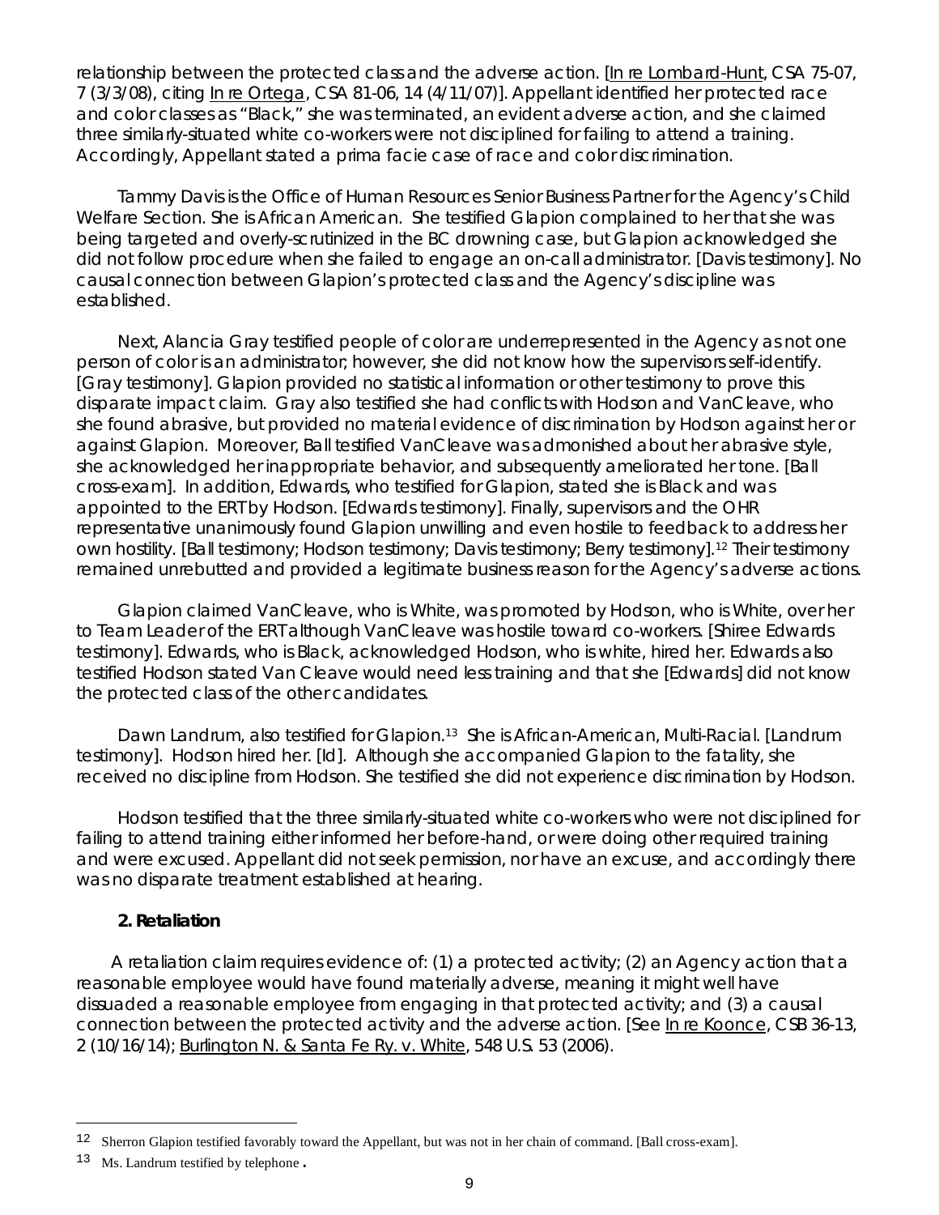relationship between the protected class and the adverse action. [In re Lombard-Hunt, CSA 75-07, 7 (3/3/08), citing In re Ortega, CSA 81-06, 14 (4/11/07)]. Appellant identified her protected race and color classes as "Black," she was terminated, an evident adverse action, and she claimed three similarly-situated white co-workers were not disciplined for failing to attend a training. Accordingly, Appellant stated a prima facie case of race and color discrimination.

Tammy Davis is the Office of Human Resources Senior Business Partner for the Agency's Child Welfare Section. She is African American. She testified Glapion complained to her that she was being targeted and overly-scrutinized in the BC drowning case, but Glapion acknowledged she did not follow procedure when she failed to engage an on-call administrator. [Davis testimony]. No causal connection between Glapion's protected class and the Agency's discipline was established.

Next, Alancia Gray testified people of color are underrepresented in the Agency as not one person of color is an administrator; however, she did not know how the supervisors self-identify. [Gray testimony]. Glapion provided no statistical information or other testimony to prove this disparate impact claim. Gray also testified she had conflicts with Hodson and VanCleave, who she found abrasive, but provided no material evidence of discrimination by Hodson against her or against Glapion. Moreover, Ball testified VanCleave was admonished about her abrasive style, she acknowledged her inappropriate behavior, and subsequently ameliorated her tone. [Ball cross-exam]. In addition, Edwards, who testified for Glapion, stated she is Black and was appointed to the ERT by Hodson. [Edwards testimony]. Finally, supervisors and the OHR representative unanimously found Glapion unwilling and even hostile to feedback to address her own hostility. [Ball testimony; Hodson testimony; Davis testimony; Berry testimony].[12] Their testimony remained unrebutted and provided a legitimate business reason for the Agency's adverse actions.

Glapion claimed VanCleave, who is White, was promoted by Hodson, who is White, over her to Team Leader of the ERT although VanCleave was hostile toward co-workers. [Shiree Edwards testimony]. Edwards, who is Black, acknowledged Hodson, who is white, hired her. Edwards also testified Hodson stated Van Cleave would need less training and that she [Edwards] did not know the protected class of the other candidates.

Dawn Landrum, also testified for Glapion.[13] She is African-American, Multi-Racial. [Landrum testimony]. Hodson hired her. [Id]. Although she accompanied Glapion to the fatality, she received no discipline from Hodson. She testified she did not experience discrimination by Hodson.

Hodson testified that the three similarly-situated white co-workers who were not disciplined for failing to attend training either informed her before-hand, or were doing other required training and were excused. Appellant did not seek permission, nor have an excuse, and accordingly there was no disparate treatment established at hearing.

**2. Retaliation**

A retaliation claim requires evidence of: (1) a protected activity; (2) an Agency action that a reasonable employee would have found materially adverse, meaning it might well have dissuaded a reasonable employee from engaging in that protected activity; and (3) a causal connection between the protected activity and the adverse action. [See In re Koonce, CSB 36-13, 2 (10/16/14); Burlington N. & Santa Fe Ry. v. White, 548 U.S. 53 (2006).

---

[12] Sherron Glapion testified favorably toward the Appellant, but was not in her chain of command. [Ball cross-exam].

[13] Ms. Landrum testified by telephone.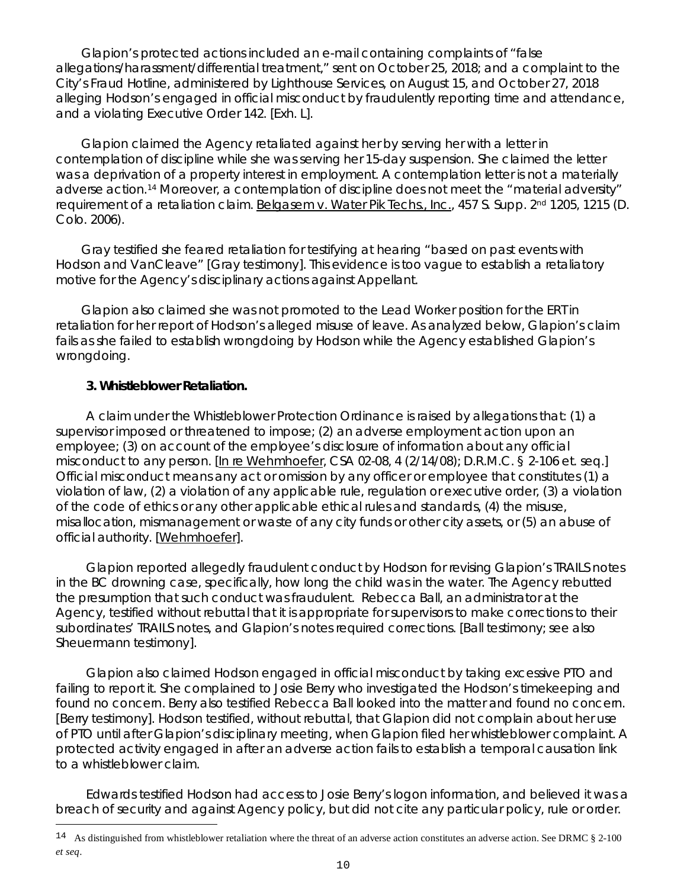Glapion's protected actions included an e-mail containing complaints of "false allegations/harassment/differential treatment," sent on October 25, 2018; and a complaint to the City's Fraud Hotline, administered by Lighthouse Services, on August 15, and October 27, 2018 alleging Hodson's engaged in official misconduct by fraudulently reporting time and attendance, and a violating Executive Order 142. [Exh. L].

Glapion claimed the Agency retaliated against her by serving her with a letter in contemplation of discipline while she was serving her 15-day suspension. She claimed the letter was a deprivation of a property interest in employment. A contemplation letter is not a materially adverse action.[14] Moreover, a contemplation of discipline does not meet the "material adversity" requirement of a retaliation claim. Belgasem v. Water Pik Techs., Inc., 457 S. Supp. 2nd 1205, 1215 (D. Colo. 2006).

Gray testified she feared retaliation for testifying at hearing "based on past events with Hodson and VanCleave" [Gray testimony]. This evidence is too vague to establish a retaliatory motive for the Agency's disciplinary actions against Appellant.

Glapion also claimed she was not promoted to the Lead Worker position for the ERT in retaliation for her report of Hodson's alleged misuse of leave. As analyzed below, Glapion's claim fails as she failed to establish wrongdoing by Hodson while the Agency established Glapion's wrongdoing.

**3. Whistleblower Retaliation.**

A claim under the Whistleblower Protection Ordinance is raised by allegations that: (1) a supervisor imposed or threatened to impose; (2) an adverse employment action upon an employee; (3) on account of the employee's disclosure of information about any official misconduct to any person. [In re Wehmhoefer, CSA 02-08, 4 (2/14/08); D.R.M.C. § 2-106 et. seq.] Official misconduct means any act or omission by any officer or employee that constitutes (1) a violation of law, (2) a violation of any applicable rule, regulation or executive order, (3) a violation of the code of ethics or any other applicable ethical rules and standards, (4) the misuse, misallocation, mismanagement or waste of any city funds or other city assets, or (5) an abuse of official authority. [Wehmhoefer].

Glapion reported allegedly fraudulent conduct by Hodson for revising Glapion's TRAILS notes in the BC drowning case, specifically, how long the child was in the water. The Agency rebutted the presumption that such conduct was fraudulent. Rebecca Ball, an administrator at the Agency, testified without rebuttal that it is appropriate for supervisors to make corrections to their subordinates' TRAILS notes, and Glapion's notes required corrections. [Ball testimony; see also Sheuermann testimony].

Glapion also claimed Hodson engaged in official misconduct by taking excessive PTO and failing to report it. She complained to Josie Berry who investigated the Hodson's timekeeping and found no concern. Berry also testified Rebecca Ball looked into the matter and found no concern. [Berry testimony]. Hodson testified, without rebuttal, that Glapion did not complain about her use of PTO until after Glapion's disciplinary meeting, when Glapion filed her whistleblower complaint. A protected activity engaged in after an adverse action fails to establish a temporal causation link to a whistleblower claim.

Edwards testified Hodson had access to Josie Berry's logon information, and believed it was a breach of security and against Agency policy, but did not cite any particular policy, rule or order.

---

[14] As distinguished from whistleblower retaliation where the threat of an adverse action constitutes an adverse action. See DRMC § 2-100 *et seq*.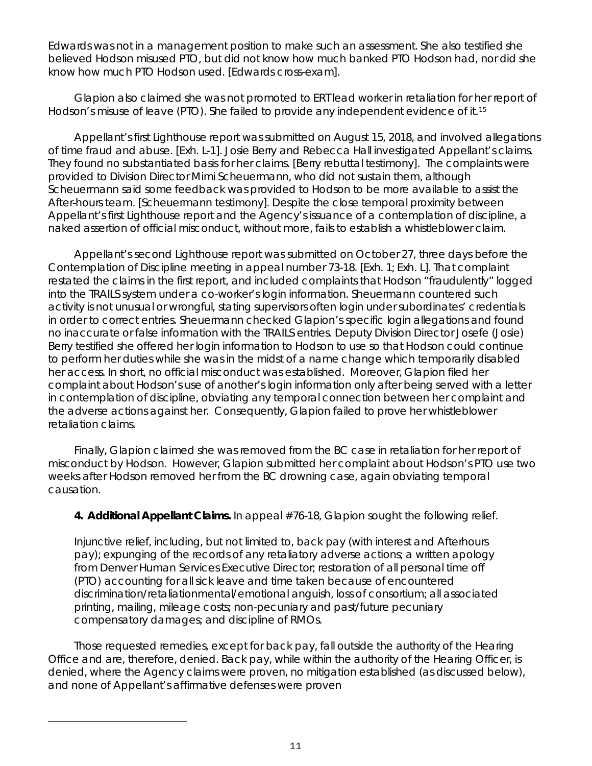Edwards was not in a management position to make such an assessment. She also testified she believed Hodson misused PTO, but did not know how much banked PTO Hodson had, nor did she know how much PTO Hodson used. [Edwards cross-exam].

Glapion also claimed she was not promoted to ERT lead worker in retaliation for her report of Hodson's misuse of leave (PTO). She failed to provide any independent evidence of it.[15]

Appellant's first Lighthouse report was submitted on August 15, 2018, and involved allegations of time fraud and abuse. [Exh. L-1]. Josie Berry and Rebecca Hall investigated Appellant's claims. They found no substantiated basis for her claims. [Berry rebuttal testimony]. The complaints were provided to Division Director Mimi Scheuermann, who did not sustain them, although Scheuermann said some feedback was provided to Hodson to be more available to assist the After-hours team. [Scheuermann testimony]. Despite the close temporal proximity between Appellant's first Lighthouse report and the Agency's issuance of a contemplation of discipline, a naked assertion of official misconduct, without more, fails to establish a whistleblower claim.

Appellant's second Lighthouse report was submitted on October 27, three days before the Contemplation of Discipline meeting in appeal number 73-18. [Exh. 1; Exh. L]. That complaint restated the claims in the first report, and included complaints that Hodson "fraudulently" logged into the TRAILS system under a co-worker's login information. Sheuermann countered such activity is not unusual or wrongful, stating supervisors often login under subordinates' credentials in order to correct entries. Sheuermann checked Glapion's specific login allegations and found no inaccurate or false information with the TRAILS entries. Deputy Division Director Josefe (Josie) Berry testified she offered her login information to Hodson to use so that Hodson could continue to perform her duties while she was in the midst of a name change which temporarily disabled her access. In short, no official misconduct was established. Moreover, Glapion filed her complaint about Hodson's use of another's login information only after being served with a letter in contemplation of discipline, obviating any temporal connection between her complaint and the adverse actions against her. Consequently, Glapion failed to prove her whistleblower retaliation claims.

Finally, Glapion claimed she was removed from the BC case in retaliation for her report of misconduct by Hodson. However, Glapion submitted her complaint about Hodson's PTO use two weeks after Hodson removed her from the BC drowning case, again obviating temporal causation.

**4. Additional Appellant Claims.** In appeal #76-18, Glapion sought the following relief.

> Injunctive relief, including, but not limited to, back pay (with interest and Afterhours pay); expunging of the records of any retaliatory adverse actions; a written apology from Denver Human Services Executive Director; restoration of all personal time off (PTO) accounting for all sick leave and time taken because of encountered discrimination/retaliationmental/emotional anguish, loss of consortium; all associated printing, mailing, mileage costs; non-pecuniary and past/future pecuniary compensatory damages; and discipline of RMOs.

Those requested remedies, except for back pay, fall outside the authority of the Hearing Office and are, therefore, denied. Back pay, while within the authority of the Hearing Officer, is denied, where the Agency claims were proven, no mitigation established (as discussed below), and none of Appellant's affirmative defenses were proven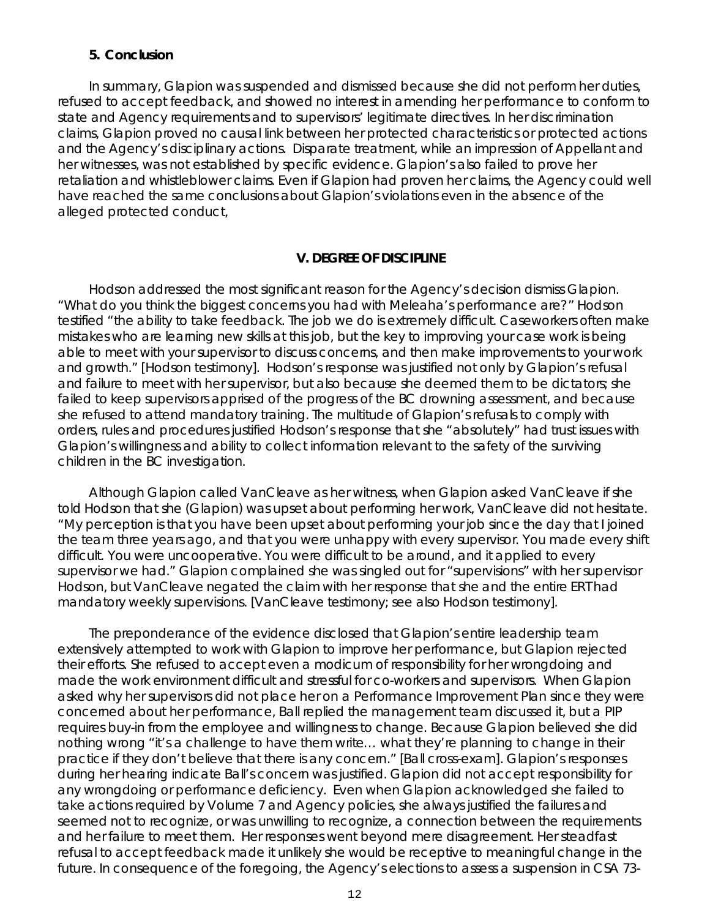### 5. Conclusion

In summary, Glapion was suspended and dismissed because she did not perform her duties, refused to accept feedback, and showed no interest in amending her performance to conform to state and Agency requirements and to supervisors' legitimate directives. In her discrimination claims, Glapion proved no causal link between her protected characteristics or protected actions and the Agency's disciplinary actions. Disparate treatment, while an impression of Appellant and her witnesses, was not established by specific evidence. Glapion's also failed to prove her retaliation and whistleblower claims. Even if Glapion had proven her claims, the Agency could well have reached the same conclusions about Glapion's violations even in the absence of the alleged protected conduct,

## V. DEGREE OF DISCIPLINE

Hodson addressed the most significant reason for the Agency's decision dismiss Glapion. "What do you think the biggest concerns you had with Meleaha's performance are?" Hodson testified "the ability to take feedback. The job we do is extremely difficult. Caseworkers often make mistakes who are learning new skills at this job, but the key to improving your case work is being able to meet with your supervisor to discuss concerns, and then make improvements to your work and growth." [Hodson testimony]. Hodson's response was justified not only by Glapion's refusal and failure to meet with her supervisor, but also because she deemed them to be dictators; she failed to keep supervisors apprised of the progress of the BC drowning assessment, and because she refused to attend mandatory training. The multitude of Glapion's refusals to comply with orders, rules and procedures justified Hodson's response that she "absolutely" had trust issues with Glapion's willingness and ability to collect information relevant to the safety of the surviving children in the BC investigation.

Although Glapion called VanCleave as her witness, when Glapion asked VanCleave if she told Hodson that she (Glapion) was upset about performing her work, VanCleave did not hesitate. "My perception is that you have been upset about performing your job since the day that I joined the team three years ago, and that you were unhappy with every supervisor. You made every shift difficult. You were uncooperative. You were difficult to be around, and it applied to every supervisor we had." Glapion complained she was singled out for "supervisions" with her supervisor Hodson, but VanCleave negated the claim with her response that she and the entire ERT had mandatory weekly supervisions. [VanCleave testimony; see also Hodson testimony].

The preponderance of the evidence disclosed that Glapion's entire leadership team extensively attempted to work with Glapion to improve her performance, but Glapion rejected their efforts. She refused to accept even a modicum of responsibility for her wrongdoing and made the work environment difficult and stressful for co-workers and supervisors. When Glapion asked why her supervisors did not place her on a Performance Improvement Plan since they were concerned about her performance, Ball replied the management team discussed it, but a PIP requires buy-in from the employee and willingness to change. Because Glapion believed she did nothing wrong "it's a challenge to have them write… what they're planning to change in their practice if they don't believe that there is any concern." [Ball cross-exam]. Glapion's responses during her hearing indicate Ball's concern was justified. Glapion did not accept responsibility for any wrongdoing or performance deficiency. Even when Glapion acknowledged she failed to take actions required by Volume 7 and Agency policies, she always justified the failures and seemed not to recognize, or was unwilling to recognize, a connection between the requirements and her failure to meet them. Her responses went beyond mere disagreement. Her steadfast refusal to accept feedback made it unlikely she would be receptive to meaningful change in the future. In consequence of the foregoing, the Agency's elections to assess a suspension in CSA 73-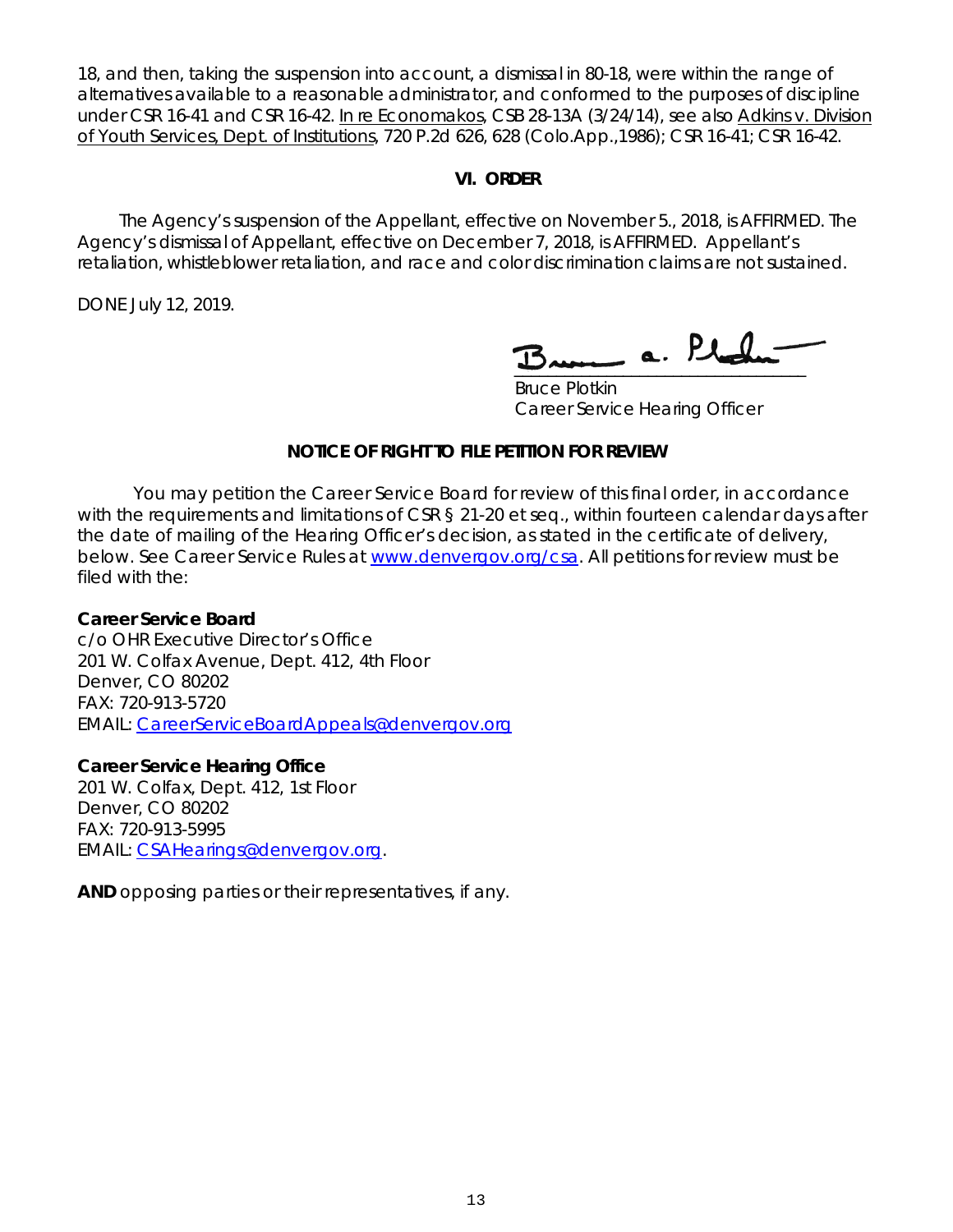18, and then, taking the suspension into account, a dismissal in 80-18, were within the range of alternatives available to a reasonable administrator, and conformed to the purposes of discipline under CSR 16-41 and CSR 16-42. In re Economakos, CSB 28-13A (3/24/14), see also Adkins v. Division of Youth Services, Dept. of Institutions, 720 P.2d 626, 628 (Colo.App.,1986); CSR 16-41; CSR 16-42.

## VI. ORDER

The Agency's suspension of the Appellant, effective on November 5., 2018, is AFFIRMED. The Agency's dismissal of Appellant, effective on December 7, 2018, is AFFIRMED. Appellant's retaliation, whistleblower retaliation, and race and color discrimination claims are not sustained.

DONE July 12, 2019.

Bruce Plotkin
Career Service Hearing Officer

## NOTICE OF RIGHT TO FILE PETITION FOR REVIEW

You may petition the Career Service Board for review of this final order, in accordance with the requirements and limitations of CSR § 21-20 et seq., within fourteen calendar days after the date of mailing of the Hearing Officer's decision, as stated in the certificate of delivery, below. See Career Service Rules at www.denvergov.org/csa. All petitions for review must be filed with the:

**Career Service Board**
c/o OHR Executive Director's Office
201 W. Colfax Avenue, Dept. 412, 4th Floor
Denver, CO 80202
FAX: 720-913-5720
EMAIL: CareerServiceBoardAppeals@denvergov.org

**Career Service Hearing Office**
201 W. Colfax, Dept. 412, 1st Floor
Denver, CO 80202
FAX: 720-913-5995
EMAIL: CSAHearings@denvergov.org.

**AND** opposing parties or their representatives, if any.